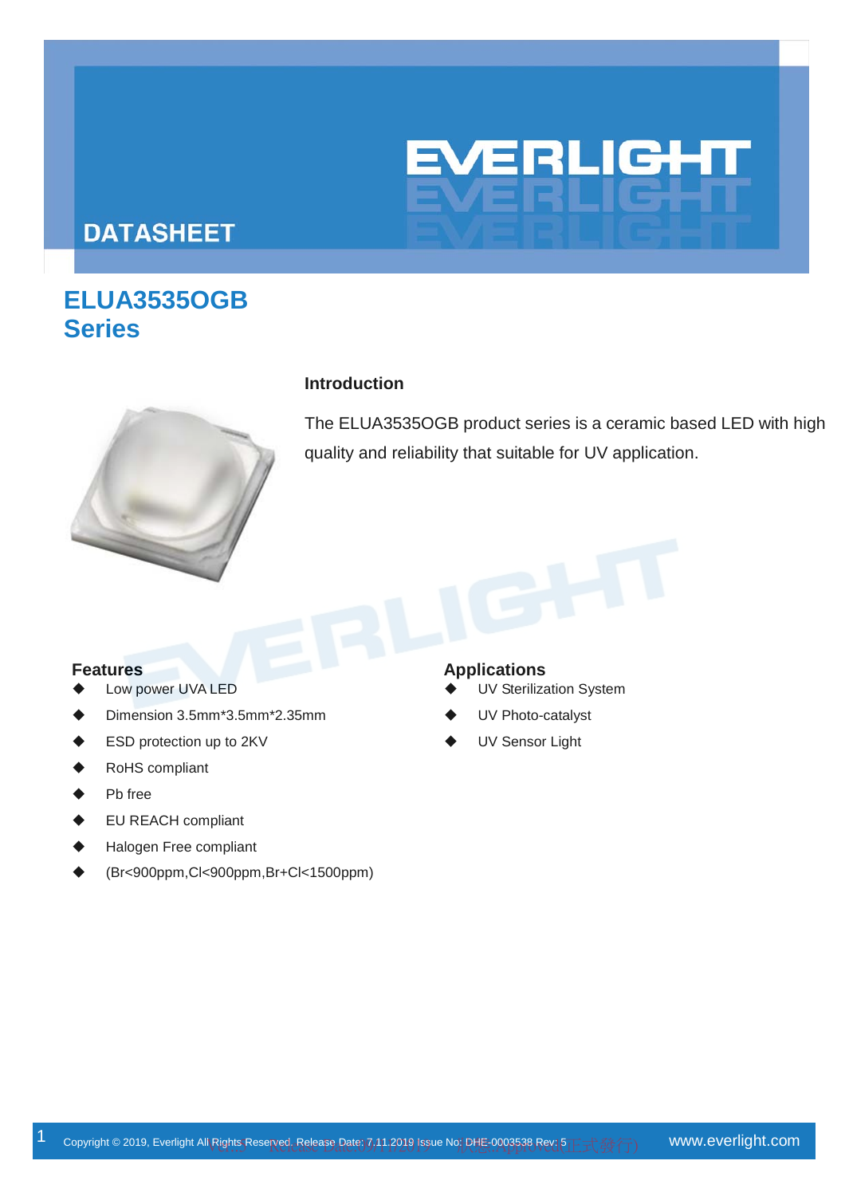# DATASHEET

# ELUA3535OGB Series

## Introduction

The ELUA3535OGB product series is a ceramic based LED with high quality and reliability that suitable for UV application.

## Features

- Low power UVA LED
- Dimension 3.5mm*3.5mm*2.35mm
- ESD protection up to 2KV
- RoHS compliant
- Pb free
- EU REACH compliant
- Halogen Free compliant
- (Br<900ppm,Cl<900ppm,Br+Cl<1500ppm)

## Applications

- UV Sterilization System
- UV Photo-catalyst
- UV Sensor Light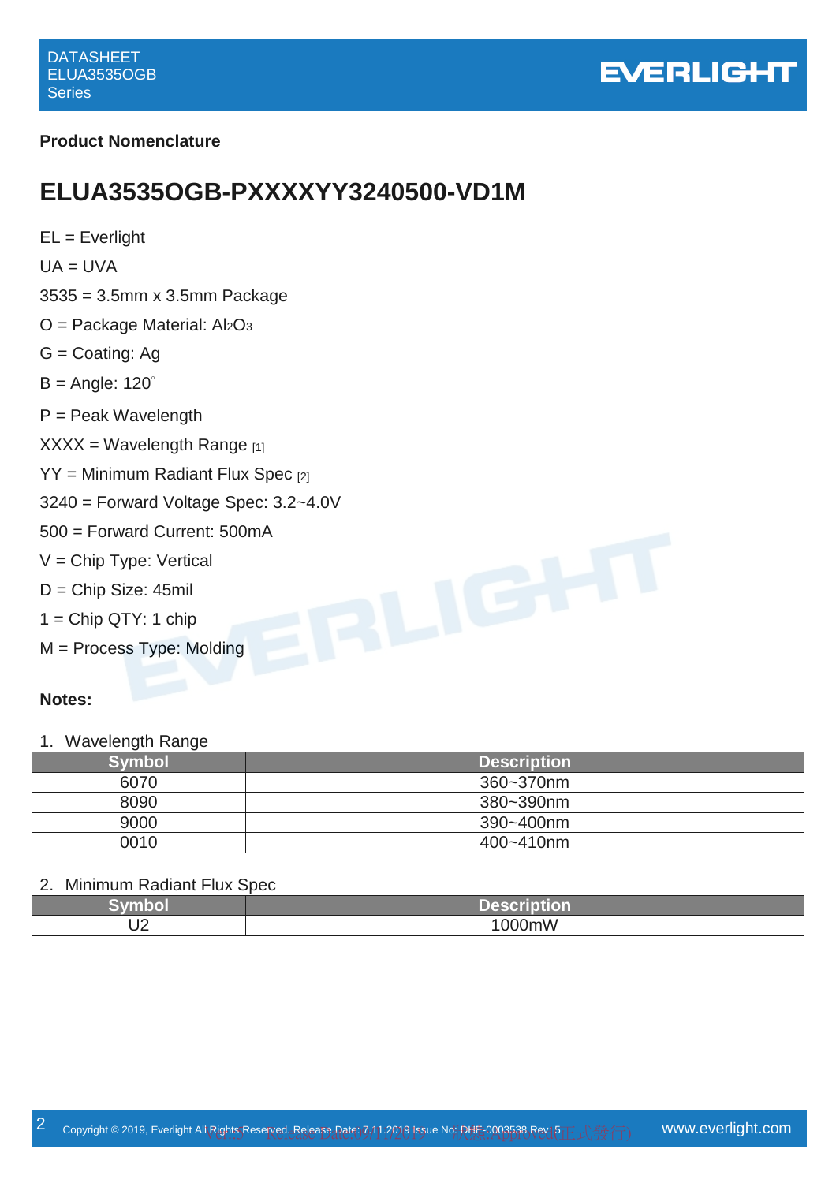**Product Nomenclature**

# ELUA3535OGB-PXXXXYY3240500-VD1M

EL = Everlight

UA = UVA

3535 = 3.5mm x 3.5mm Package

O = Package Material: $Al_2O_3$

G = Coating: Ag

B = Angle: 120°

P = Peak Wavelength

XXXX = Wavelength Range [1]

YY = Minimum Radiant Flux Spec [2]

3240 = Forward Voltage Spec: 3.2~4.0V

500 = Forward Current: 500mA

V = Chip Type: Vertical

D = Chip Size: 45mil

1 = Chip QTY: 1 chip

M = Process Type: Molding

**Notes:**

1. Wavelength Range

| Symbol | Description |
|---|---|
| 6070 | 360~370nm |
| 8090 | 380~390nm |
| 9000 | 390~400nm |
| 0010 | 400~410nm |

2. Minimum Radiant Flux Spec

| Symbol | Description |
|---|---|
| U2 | 1000mW |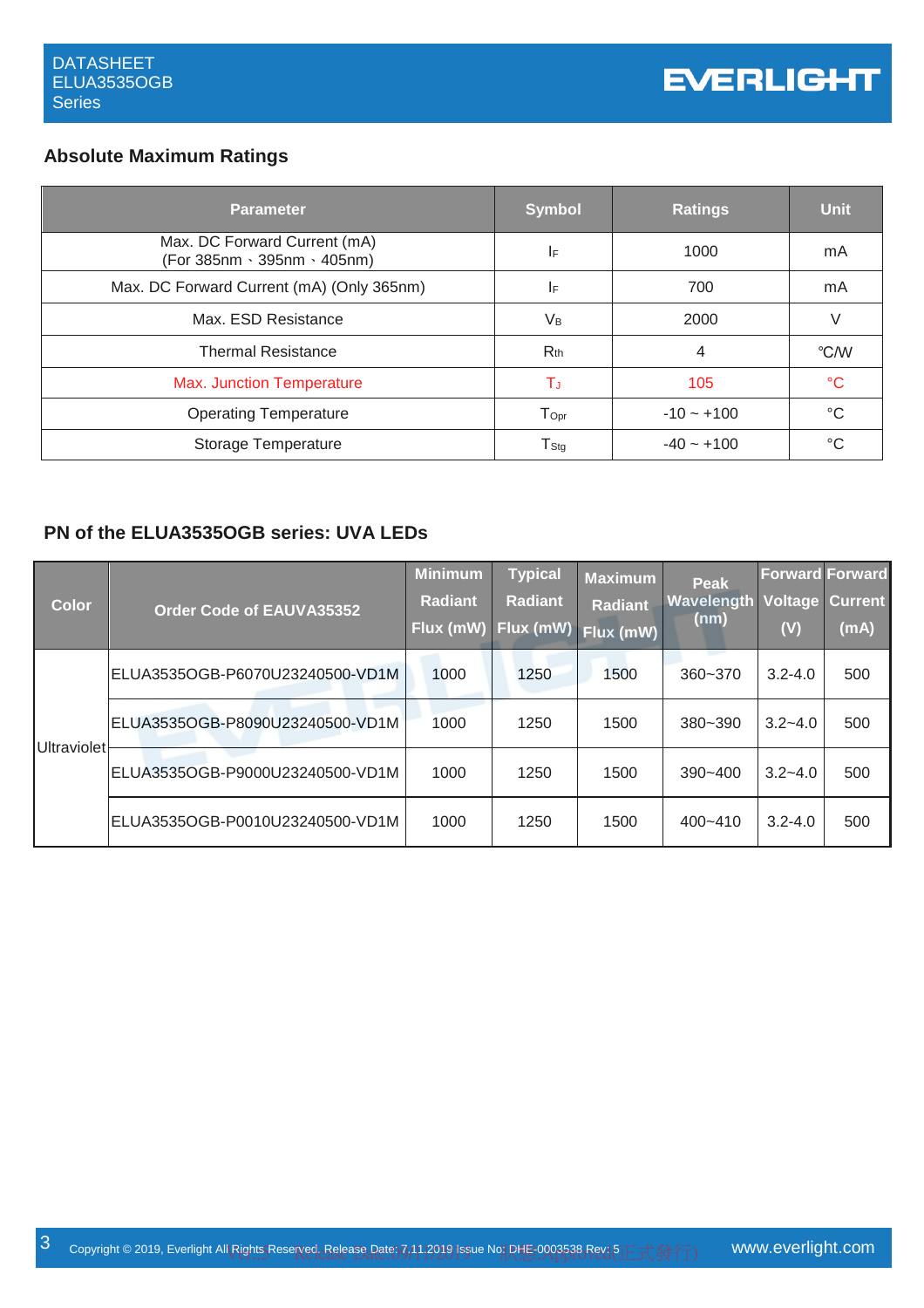## Absolute Maximum Ratings

| Parameter | Symbol | Ratings | Unit |
|---|---|---|---|
| Max. DC Forward Current (mA) (For 385nm、395nm、405nm) | $I_F$ | 1000 | mA |
| Max. DC Forward Current (mA) (Only 365nm) | $I_F$ | 700 | mA |
| Max. ESD Resistance | $V_B$ | 2000 | V |
| Thermal Resistance | $R_{th}$ | 4 | ℃/W |
| Max. Junction Temperature | $T_J$ | 105 | °C |
| Operating Temperature | $T_{Opr}$ | -10 ~ +100 | °C |
| Storage Temperature | $T_{Stg}$ | -40 ~ +100 | °C |

## PN of the ELUA3535OGB series: UVA LEDs

| Color | Order Code of EAUVA35352 | Minimum Radiant Flux (mW) | Typical Radiant Flux (mW) | Maximum Radiant Flux (mW) | Peak Wavelength (nm) | Forward Voltage (V) | Forward Current (mA) |
|---|---|---|---|---|---|---|---|
| Ultraviolet | ELUA3535OGB-P6070U23240500-VD1M | 1000 | 1250 | 1500 | 360~370 | 3.2-4.0 | 500 |
| | ELUA3535OGB-P8090U23240500-VD1M | 1000 | 1250 | 1500 | 380~390 | 3.2~4.0 | 500 |
| | ELUA3535OGB-P9000U23240500-VD1M | 1000 | 1250 | 1500 | 390~400 | 3.2~4.0 | 500 |
| | ELUA3535OGB-P0010U23240500-VD1M | 1000 | 1250 | 1500 | 400~410 | 3.2-4.0 | 500 |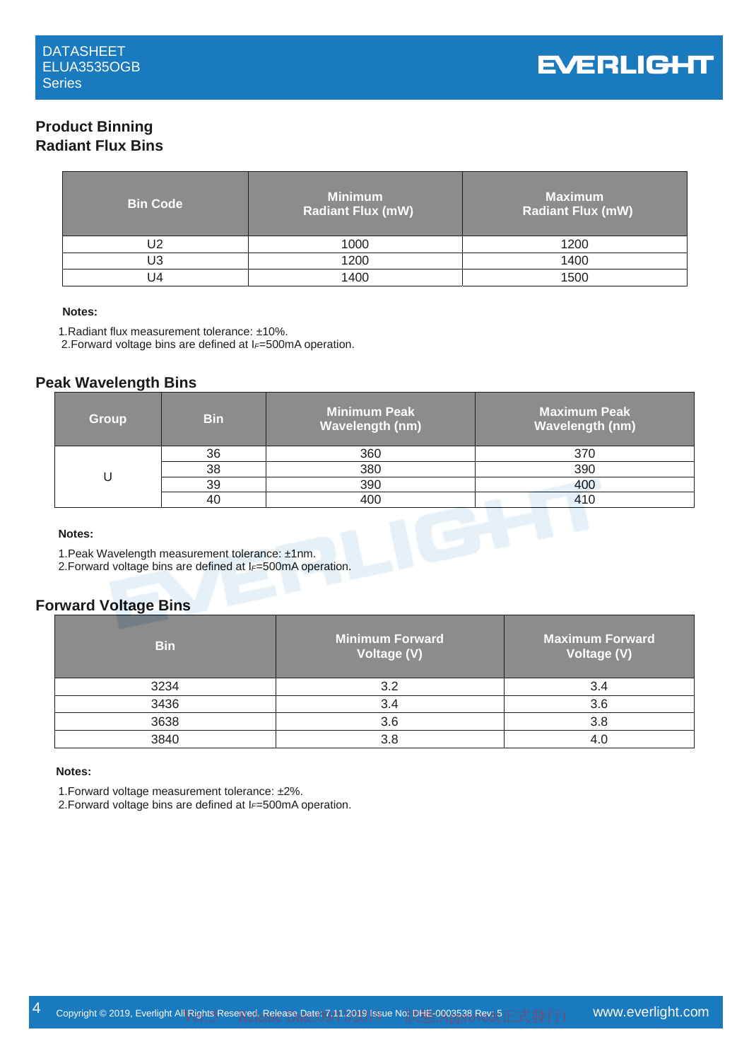## Product Binning

### Radiant Flux Bins

| Bin Code | Minimum Radiant Flux (mW) | Maximum Radiant Flux (mW) |
|---|---|---|
| U2 | 1000 | 1200 |
| U3 | 1200 | 1400 |
| U4 | 1400 | 1500 |

**Notes:**

1.Radiant flux measurement tolerance: ±10%.
2.Forward voltage bins are defined at $I_F$=500mA operation.

### Peak Wavelength Bins

| Group | Bin | Minimum Peak Wavelength (nm) | Maximum Peak Wavelength (nm) |
|---|---|---|---|
| U | 36 | 360 | 370 |
| | 38 | 380 | 390 |
| | 39 | 390 | 400 |
| | 40 | 400 | 410 |

**Notes:**

1.Peak Wavelength measurement tolerance: ±1nm.
2.Forward voltage bins are defined at $I_F$=500mA operation.

### Forward Voltage Bins

| Bin | Minimum Forward Voltage (V) | Maximum Forward Voltage (V) |
|---|---|---|
| 3234 | 3.2 | 3.4 |
| 3436 | 3.4 | 3.6 |
| 3638 | 3.6 | 3.8 |
| 3840 | 3.8 | 4.0 |

**Notes:**

1.Forward voltage measurement tolerance: ±2%.
2.Forward voltage bins are defined at $I_F$=500mA operation.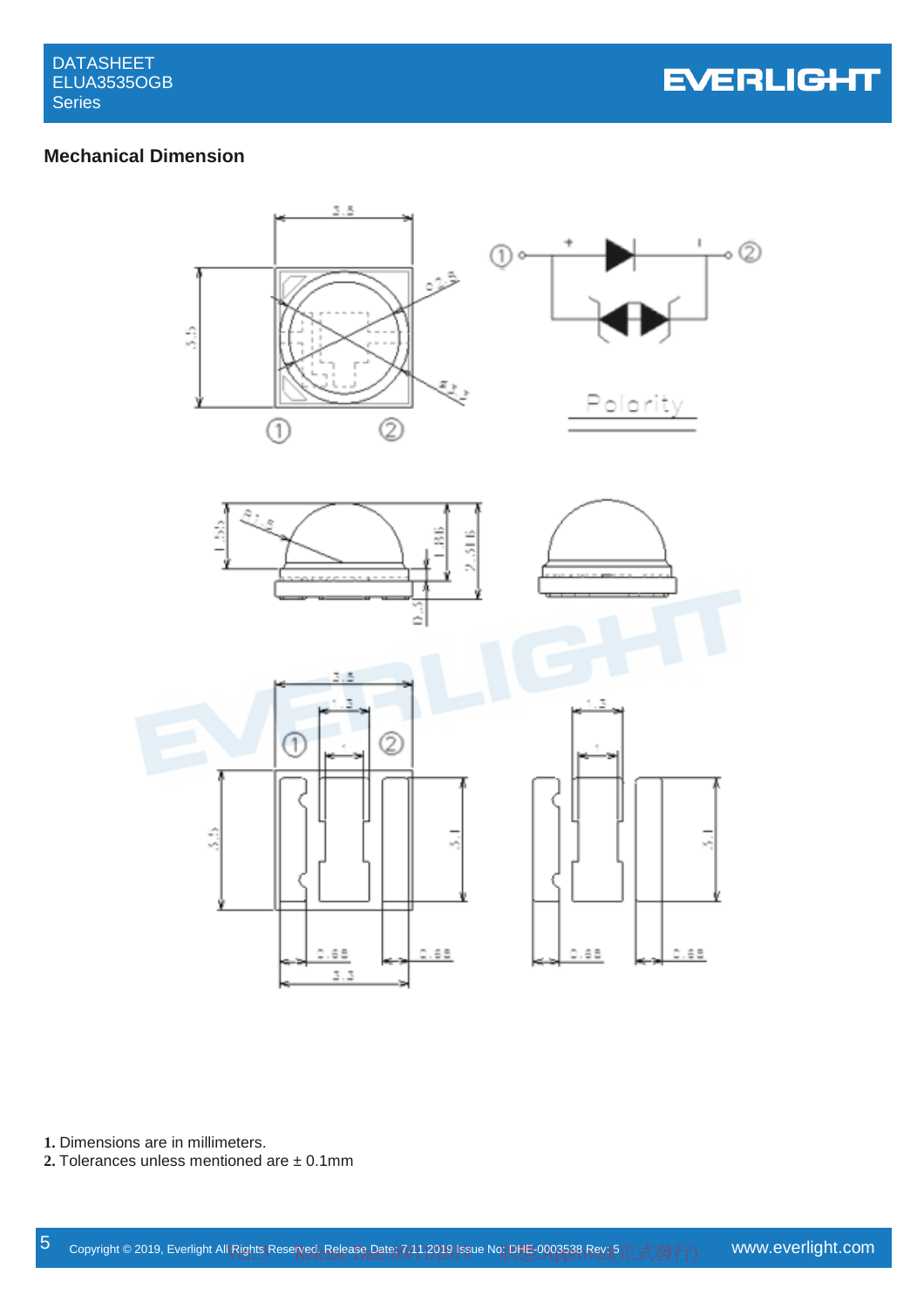## Mechanical Dimension

1. Dimensions are in millimeters.
2. Tolerances unless mentioned are ± 0.1mm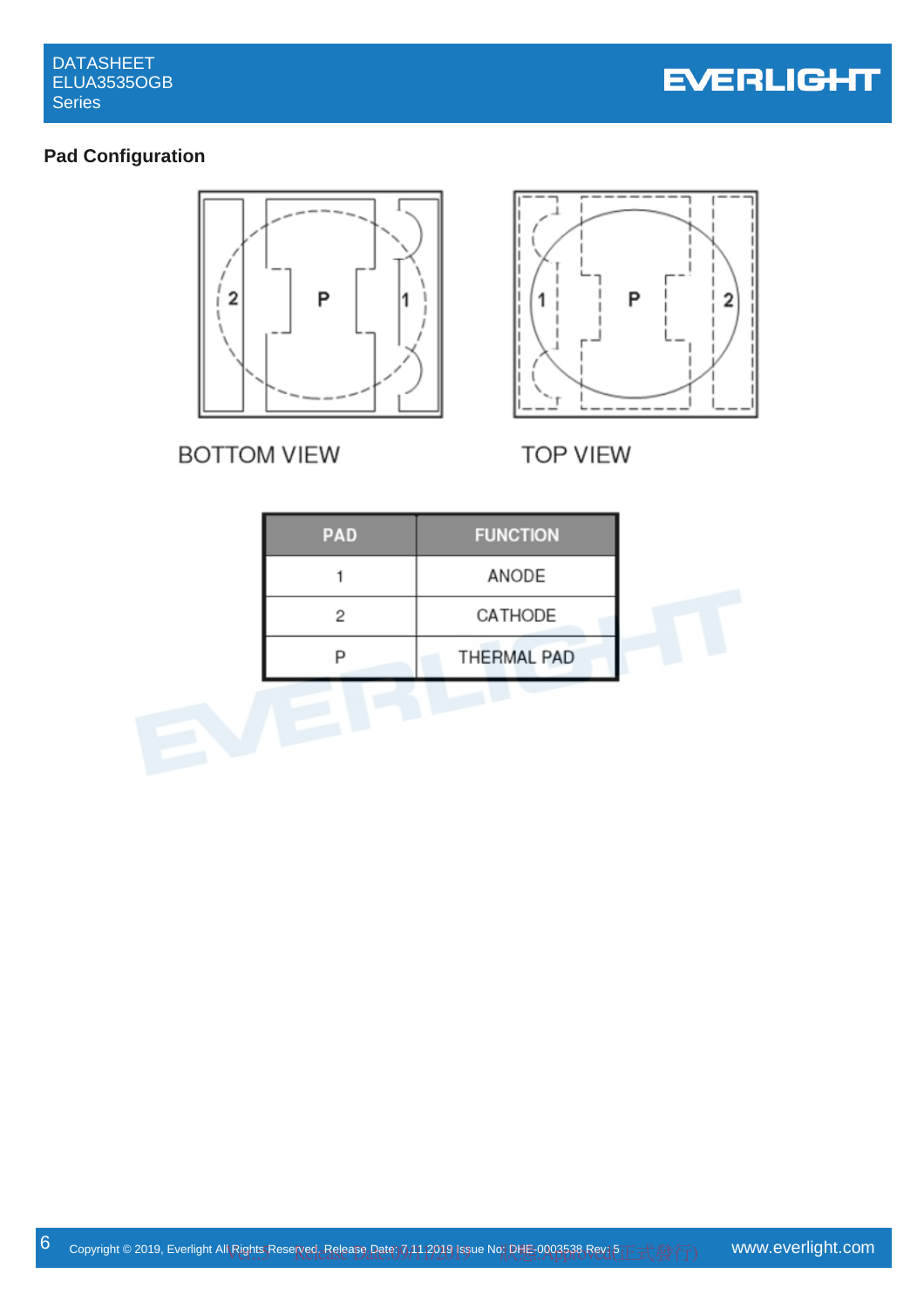## Pad Configuration

BOTTOM VIEW

TOP VIEW

| PAD | FUNCTION |
|---|---|
| 1 | ANODE |
| 2 | CATHODE |
| P | THERMAL PAD |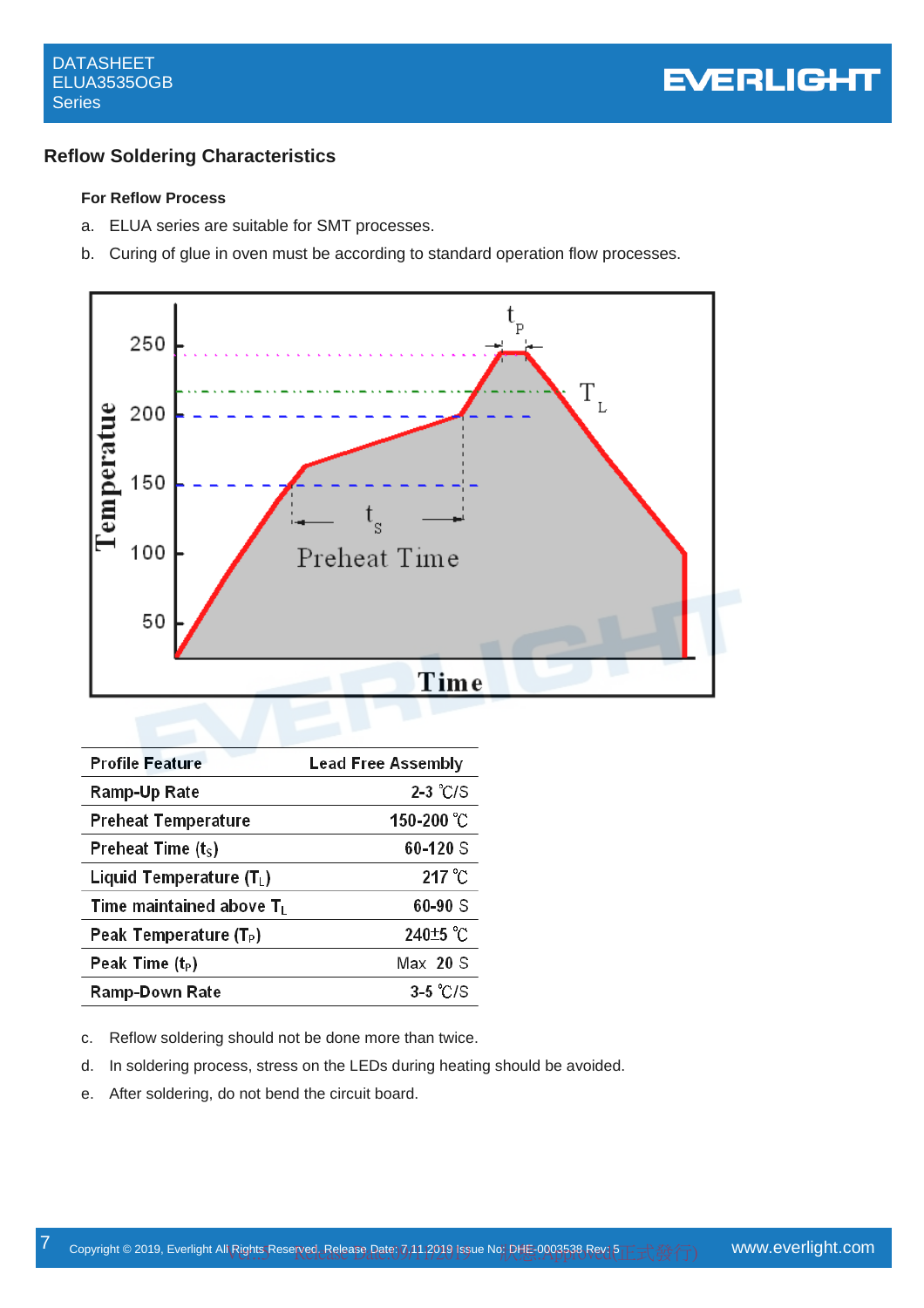## Reflow Soldering Characteristics

### For Reflow Process

a. ELUA series are suitable for SMT processes.

b. Curing of glue in oven must be according to standard operation flow processes.

| Profile Feature | Lead Free Assembly |
|---|---|
| Ramp-Up Rate | 2-3 ℃/S |
| Preheat Temperature | 150-200 ℃ |
| Preheat Time ($t_S$) | 60-120 S |
| Liquid Temperature ($T_L$) | 217 ℃ |
| Time maintained above $T_L$ | 60-90 S |
| Peak Temperature ($T_P$) | 240±5 ℃ |
| Peak Time ($t_P$) | Max 20 S |
| Ramp-Down Rate | 3-5 ℃/S |

c. Reflow soldering should not be done more than twice.

d. In soldering process, stress on the LEDs during heating should be avoided.

e. After soldering, do not bend the circuit board.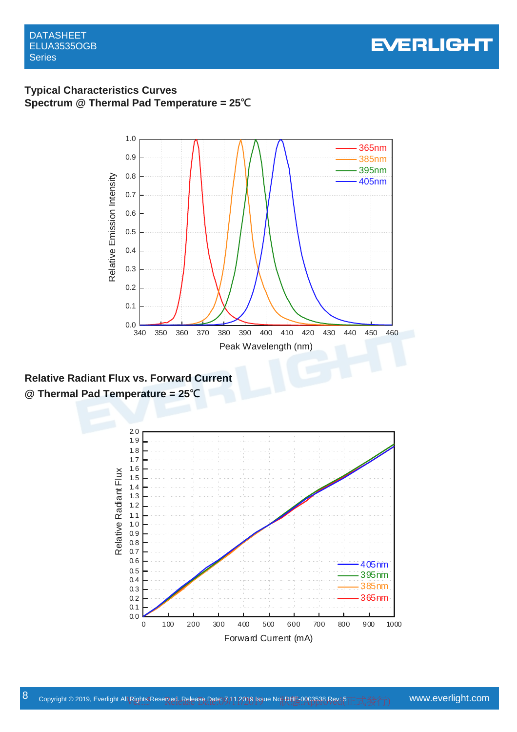## Typical Characteristics Curves

### Spectrum @ Thermal Pad Temperature = 25℃

### Relative Radiant Flux vs. Forward Current @ Thermal Pad Temperature = 25℃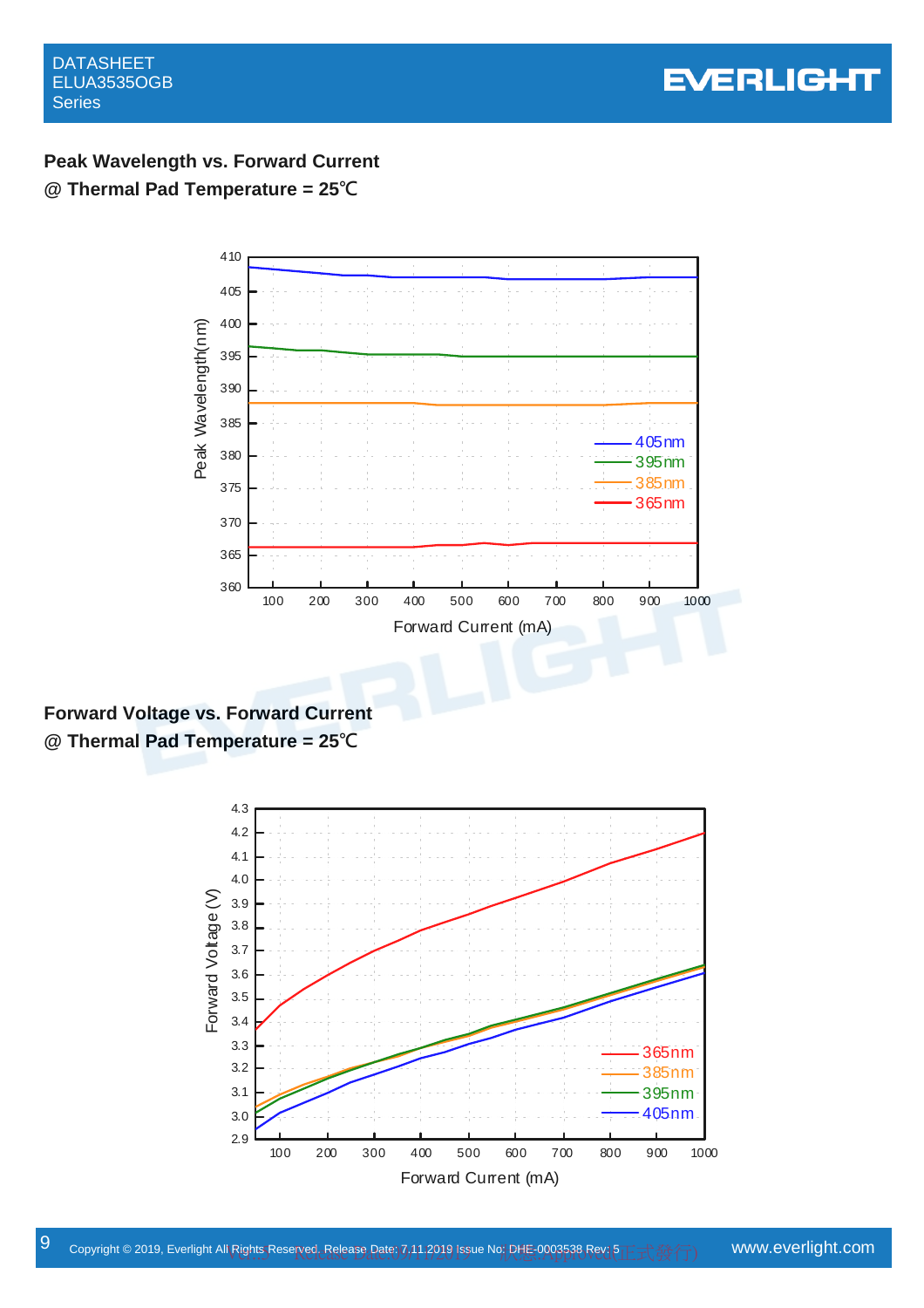## Peak Wavelength vs. Forward Current

**@ Thermal Pad Temperature = 25℃**

## Forward Voltage vs. Forward Current

**@ Thermal Pad Temperature = 25℃**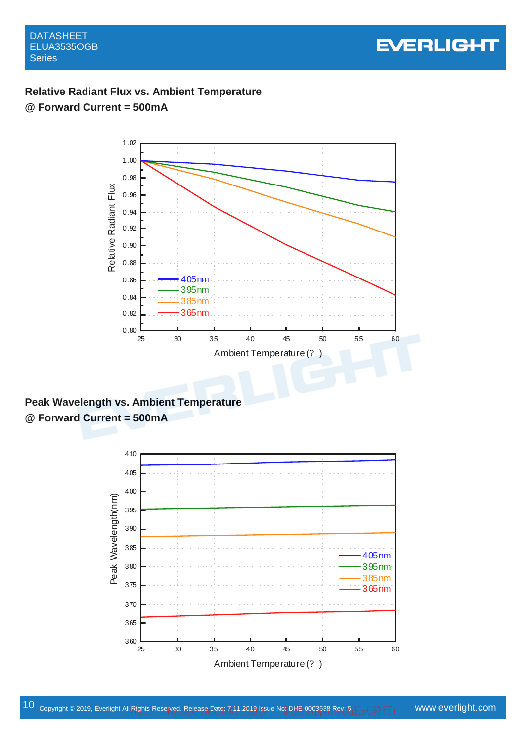## Relative Radiant Flux vs. Ambient Temperature

**@ Forward Current = 500mA**

Relative Radiant Flux

1.02, 1.00, 0.98, 0.96, 0.94, 0.92, 0.90, 0.88, 0.86, 0.84, 0.82, 0.80

405nm
395nm
385nm
365nm

25 30 35 40 45 50 55 60

Ambient Temperature (? )

## Peak Wavelength vs. Ambient Temperature

**@ Forward Current = 500mA**

Peak Wavelength(nm)

410, 405, 400, 395, 390, 385, 380, 375, 370, 365, 360

405nm
395nm
385nm
365nm

25 30 35 40 45 50 55 60

Ambient Temperature (? )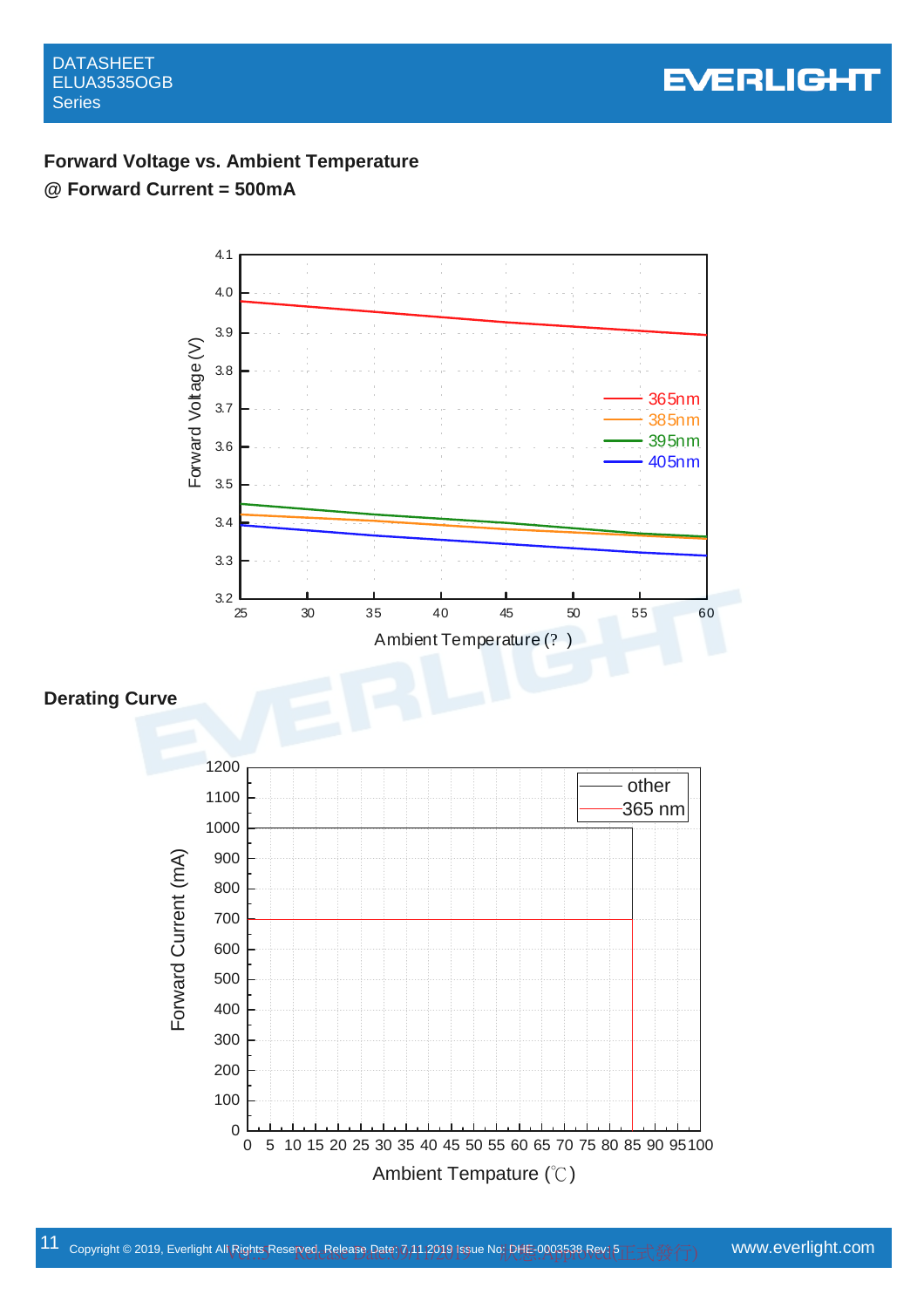## Forward Voltage vs. Ambient Temperature

**@ Forward Current = 500mA**

## Derating Curve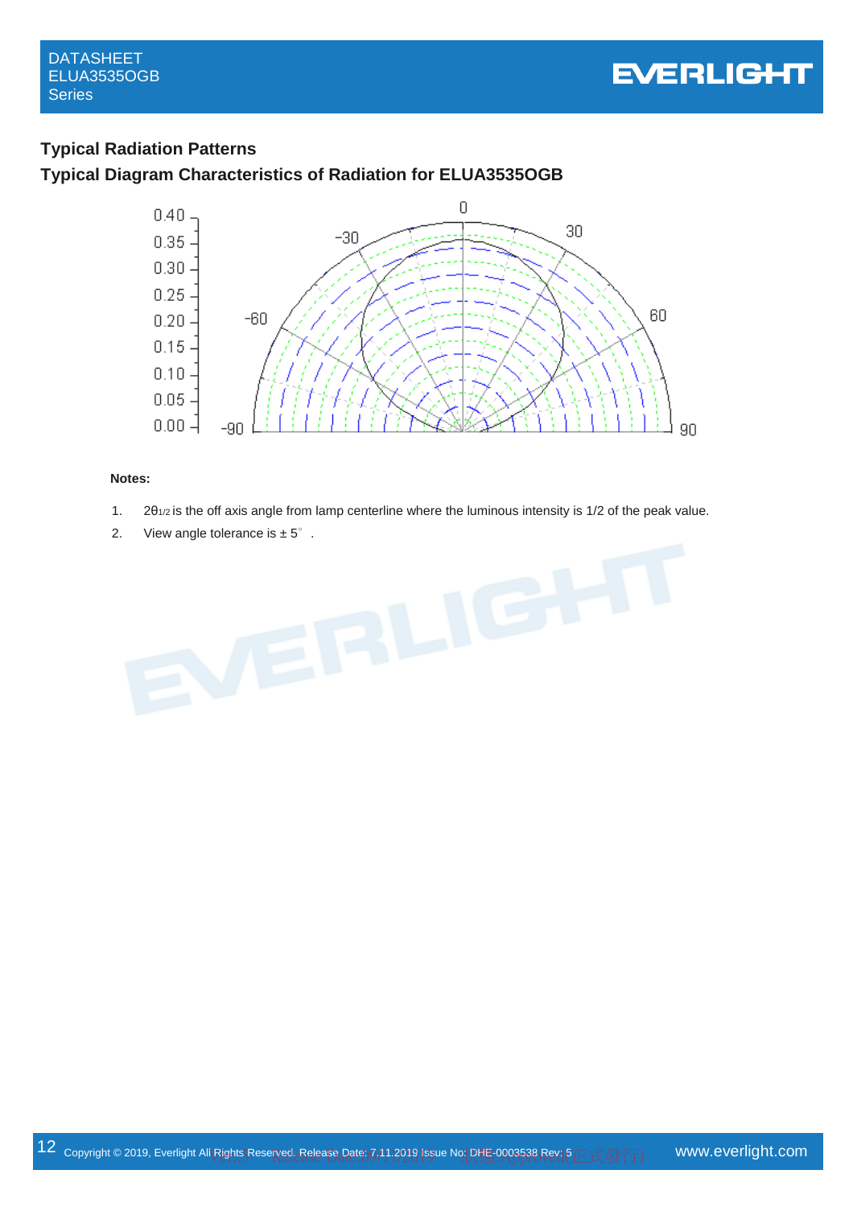## Typical Radiation Patterns

## Typical Diagram Characteristics of Radiation for ELUA3535OGB

**Notes:**

1. $2\theta_{1/2}$ is the off axis angle from lamp centerline where the luminous intensity is 1/2 of the peak value.
2. View angle tolerance is ± 5° .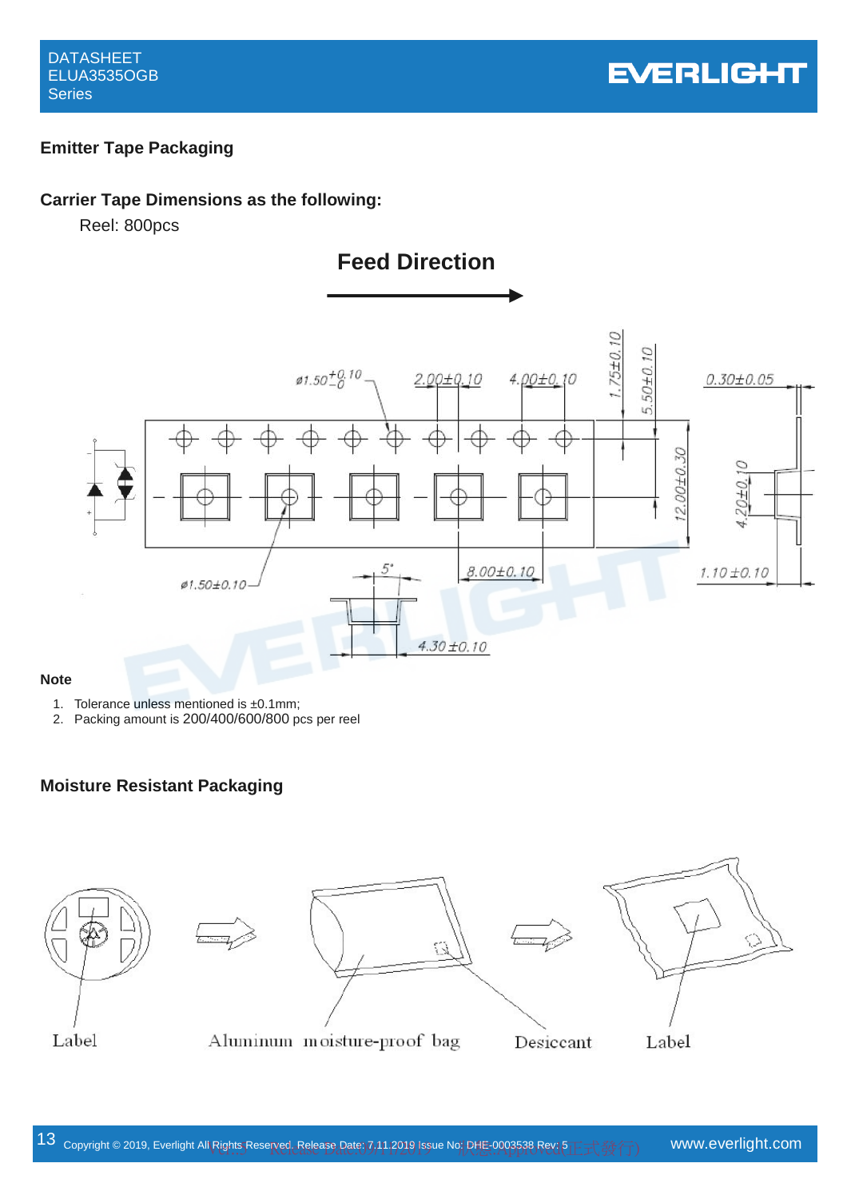## Emitter Tape Packaging

### Carrier Tape Dimensions as the following:

Reel: 800pcs

**Feed Direction**

**Note**

1. Tolerance unless mentioned is ±0.1mm;
2. Packing amount is 200/400/600/800 pcs per reel

## Moisture Resistant Packaging

Label    Aluminum moisture-proof bag    Desiccant    Label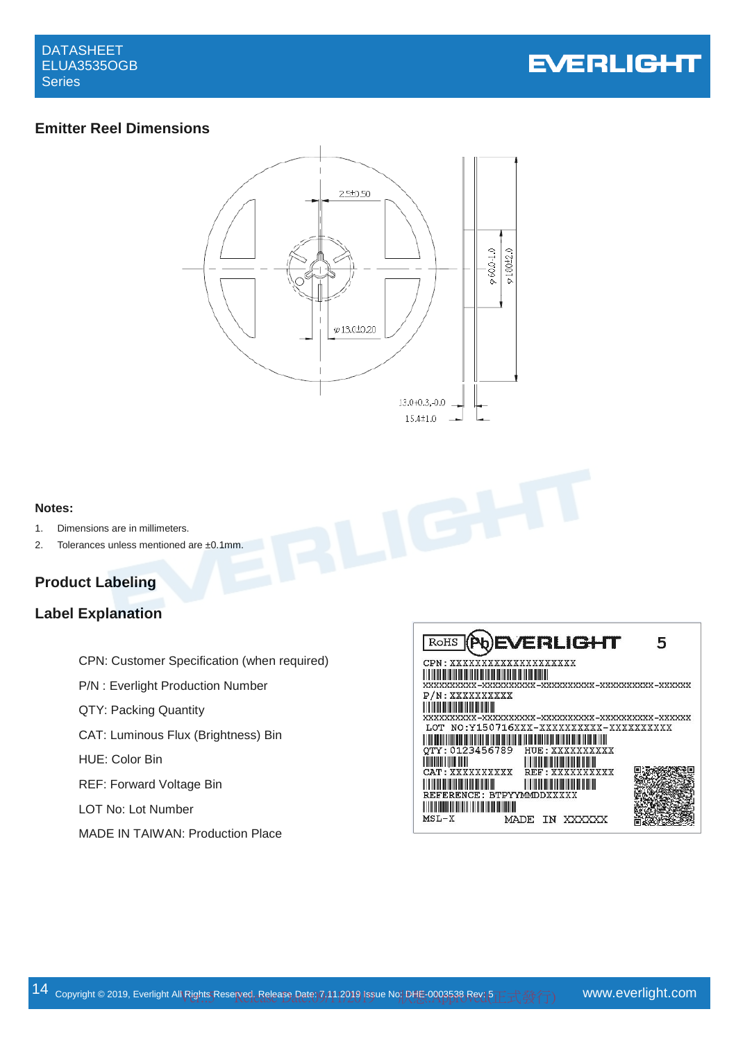## Emitter Reel Dimensions

**Notes:**

1. Dimensions are in millimeters.
2. Tolerances unless mentioned are ±0.1mm.

## Product Labeling

## Label Explanation

CPN: Customer Specification (when required)

P/N : Everlight Production Number

QTY: Packing Quantity

CAT: Luminous Flux (Brightness) Bin

HUE: Color Bin

REF: Forward Voltage Bin

LOT No: Lot Number

MADE IN TAIWAN: Production Place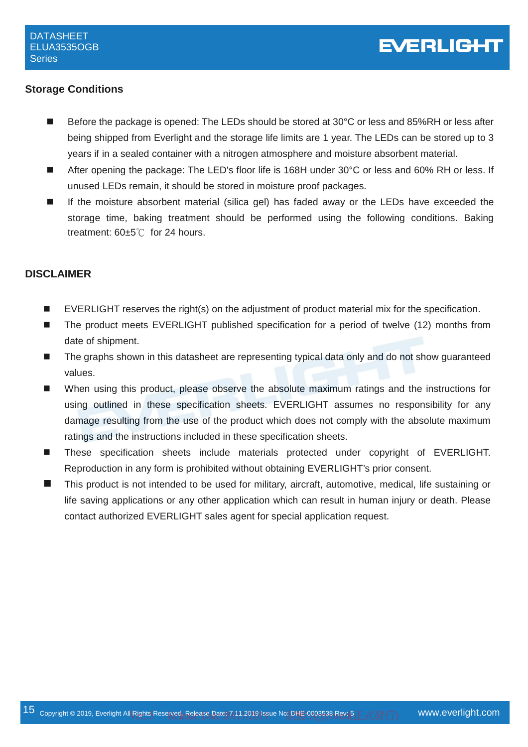## Storage Conditions

- Before the package is opened: The LEDs should be stored at 30°C or less and 85%RH or less after being shipped from Everlight and the storage life limits are 1 year. The LEDs can be stored up to 3 years if in a sealed container with a nitrogen atmosphere and moisture absorbent material.
- After opening the package: The LED's floor life is 168H under 30°C or less and 60% RH or less. If unused LEDs remain, it should be stored in moisture proof packages.
- If the moisture absorbent material (silica gel) has faded away or the LEDs have exceeded the storage time, baking treatment should be performed using the following conditions. Baking treatment: 60±5℃ for 24 hours.

## DISCLAIMER

- EVERLIGHT reserves the right(s) on the adjustment of product material mix for the specification.
- The product meets EVERLIGHT published specification for a period of twelve (12) months from date of shipment.
- The graphs shown in this datasheet are representing typical data only and do not show guaranteed values.
- When using this product, please observe the absolute maximum ratings and the instructions for using outlined in these specification sheets. EVERLIGHT assumes no responsibility for any damage resulting from the use of the product which does not comply with the absolute maximum ratings and the instructions included in these specification sheets.
- These specification sheets include materials protected under copyright of EVERLIGHT. Reproduction in any form is prohibited without obtaining EVERLIGHT's prior consent.
- This product is not intended to be used for military, aircraft, automotive, medical, life sustaining or life saving applications or any other application which can result in human injury or death. Please contact authorized EVERLIGHT sales agent for special application request.